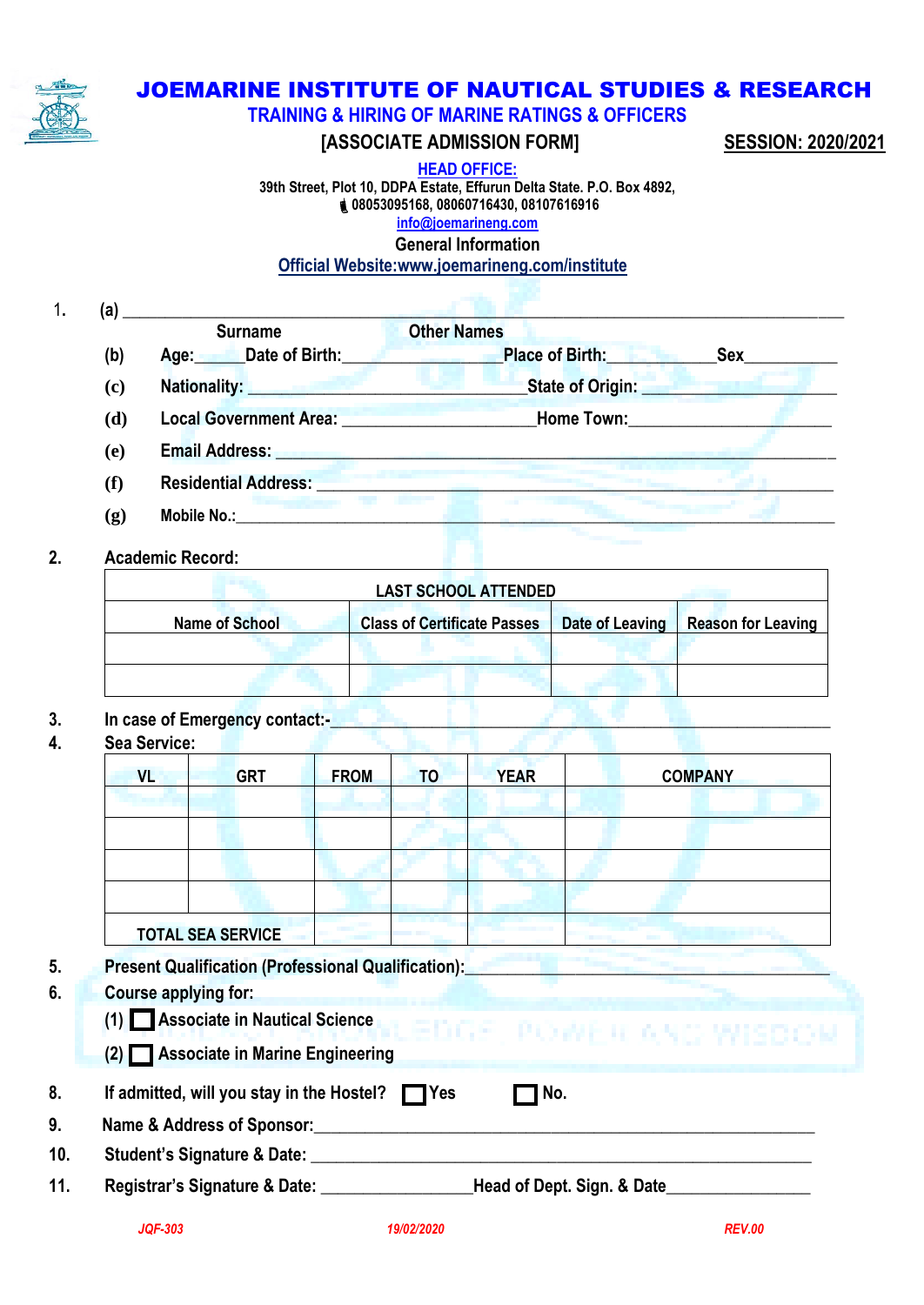# JOEMARINE INSTITUTE OF NAUTICAL STUDIES & RESEARCH

## TRAINING & HIRING OF MARINE RATINGS & OFFICERS

**[ASSOCIATE ADMISSION FORM]** **SESSION: 2020/2021**

**HEAD OFFICE:**

39th Street, Plot 10, DDPA Estate, Effurun Delta State. P.O. Box 4892,
08053095168, 08060716430, 08107616916
info@joemarineng.com

General Information

Official Website:www.joemarineng.com/institute

1. (a) ____________________________________________________________
   Surname Other Names
   (b) Age:______Date of Birth:____________________Place of Birth:______________Sex___________
   (c) Nationality: ________________________________State of Origin: ____________________
   (d) Local Government Area: ______________________Home Town:______________________
   (e) Email Address: ______________________________________________________________
   (f) Residential Address: __________________________________________________________
   (g) Mobile No.:_________________________________________________________________

2. Academic Record:

| LAST SCHOOL ATTENDED | | | |
|---|---|---|---|
| Name of School | Class of Certificate Passes | Date of Leaving | Reason for Leaving |
| | | | |
| | | | |

3. In case of Emergency contact:-_____________________________________________________
4. Sea Service:

| VL | GRT | FROM | TO | YEAR | COMPANY |
|---|---|---|---|---|---|
| | | | | | |
| | | | | | |
| | | | | | |
| | | | | | |
| TOTAL SEA SERVICE | | | | | |

5. Present Qualification (Professional Qualification):_______________________________________
6. Course applying for:
   (1) ☐ Associate in Nautical Science
   (2) ☐ Associate in Marine Engineering

8. If admitted, will you stay in the Hostel? ☐ Yes ☐ No.
9. Name & Address of Sponsor:_____________________________________________________
10. Student's Signature & Date: _____________________________________________________
11. Registrar's Signature & Date: ________________Head of Dept. Sign. & Date________________

JQF-303 19/02/2020 REV.00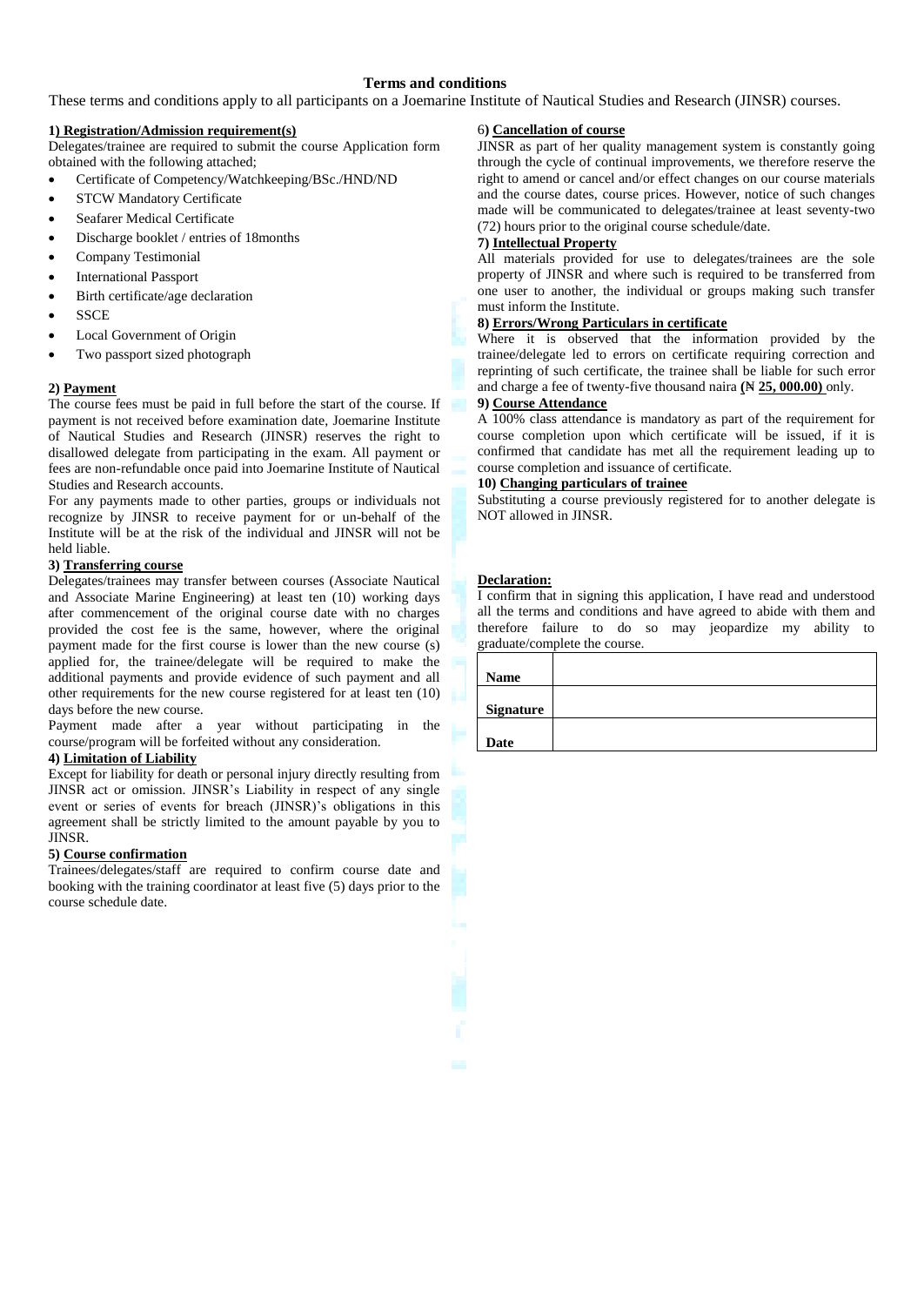## Terms and conditions

These terms and conditions apply to all participants on a Joemarine Institute of Nautical Studies and Research (JINSR) courses.

**1) Registration/Admission requirement(s)**

Delegates/trainee are required to submit the course Application form obtained with the following attached;

- Certificate of Competency/Watchkeeping/BSc./HND/ND
- STCW Mandatory Certificate
- Seafarer Medical Certificate
- Discharge booklet / entries of 18months
- Company Testimonial
- International Passport
- Birth certificate/age declaration
- SSCE
- Local Government of Origin
- Two passport sized photograph

**2) Payment**

The course fees must be paid in full before the start of the course. If payment is not received before examination date, Joemarine Institute of Nautical Studies and Research (JINSR) reserves the right to disallowed delegate from participating in the exam. All payment or fees are non-refundable once paid into Joemarine Institute of Nautical Studies and Research accounts.

For any payments made to other parties, groups or individuals not recognize by JINSR to receive payment for or un-behalf of the Institute will be at the risk of the individual and JINSR will not be held liable.

**3) Transferring course**

Delegates/trainees may transfer between courses (Associate Nautical and Associate Marine Engineering) at least ten (10) working days after commencement of the original course date with no charges provided the cost fee is the same, however, where the original payment made for the first course is lower than the new course (s) applied for, the trainee/delegate will be required to make the additional payments and provide evidence of such payment and all other requirements for the new course registered for at least ten (10) days before the new course.

Payment made after a year without participating in the course/program will be forfeited without any consideration.

**4) Limitation of Liability**

Except for liability for death or personal injury directly resulting from JINSR act or omission. JINSR's Liability in respect of any single event or series of events for breach (JINSR)'s obligations in this agreement shall be strictly limited to the amount payable by you to JINSR.

**5) Course confirmation**

Trainees/delegates/staff are required to confirm course date and booking with the training coordinator at least five (5) days prior to the course schedule date.

**6) Cancellation of course**

JINSR as part of her quality management system is constantly going through the cycle of continual improvements, we therefore reserve the right to amend or cancel and/or effect changes on our course materials and the course dates, course prices. However, notice of such changes made will be communicated to delegates/trainee at least seventy-two (72) hours prior to the original course schedule/date.

**7) Intellectual Property**

All materials provided for use to delegates/trainees are the sole property of JINSR and where such is required to be transferred from one user to another, the individual or groups making such transfer must inform the Institute.

**8) Errors/Wrong Particulars in certificate**

Where it is observed that the information provided by the trainee/delegate led to errors on certificate requiring correction and reprinting of such certificate, the trainee shall be liable for such error and charge a fee of twenty-five thousand naira **(₦ 25, 000.00)** only.

**9) Course Attendance**

A 100% class attendance is mandatory as part of the requirement for course completion upon which certificate will be issued, if it is confirmed that candidate has met all the requirement leading up to course completion and issuance of certificate.

**10) Changing particulars of trainee**

Substituting a course previously registered for to another delegate is NOT allowed in JINSR.

**Declaration:**

I confirm that in signing this application, I have read and understood all the terms and conditions and have agreed to abide with them and therefore failure to do so may jeopardize my ability to graduate/complete the course.

| | |
|---|---|
| **Name** | |
| **Signature** | |
| **Date** | |